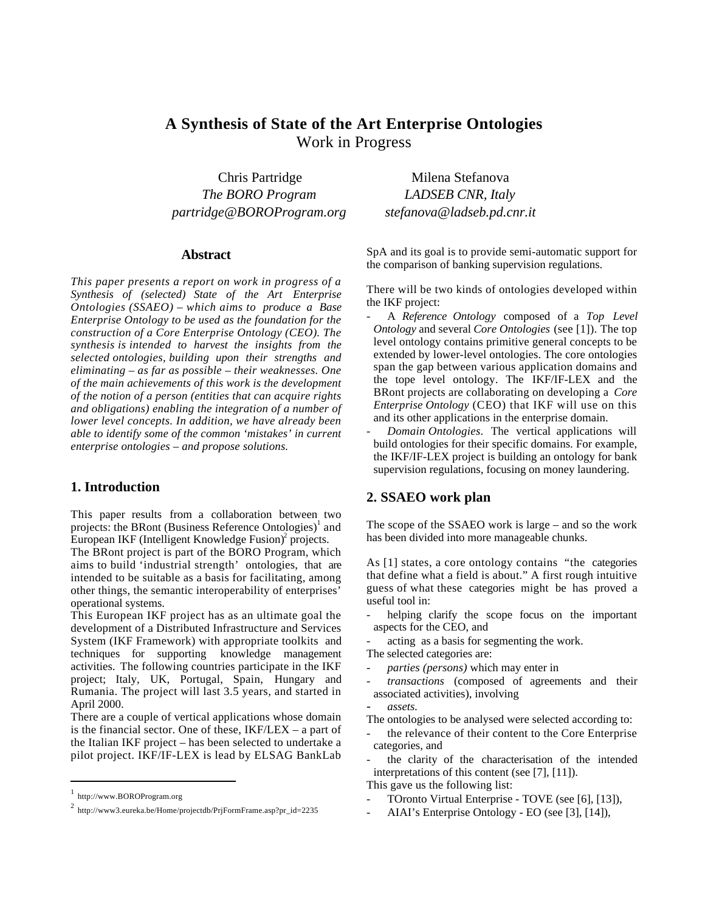# A Synthesis of State of the Art Enterprise Ontologies

Work in Progress

Chris Partridge
*The BORO Program*
*partridge@BOROProgram.org*

Milena Stefanova
*LADSEB CNR, Italy*
*stefanova@ladseb.pd.cnr.it*

## Abstract

*This paper presents a report on work in progress of a Synthesis of (selected) State of the Art Enterprise Ontologies (SSAEO) – which aims to produce a Base Enterprise Ontology to be used as the foundation for the construction of a Core Enterprise Ontology (CEO). The synthesis is intended to harvest the insights from the selected ontologies, building upon their strengths and eliminating – as far as possible – their weaknesses. One of the main achievements of this work is the development of the notion of a person (entities that can acquire rights and obligations) enabling the integration of a number of lower level concepts. In addition, we have already been able to identify some of the common 'mistakes' in current enterprise ontologies – and propose solutions.*

## 1. Introduction

This paper results from a collaboration between two projects: the BRont (Business Reference Ontologies)[1] and European IKF (Intelligent Knowledge Fusion)[2] projects.

The BRont project is part of the BORO Program, which aims to build 'industrial strength' ontologies, that are intended to be suitable as a basis for facilitating, among other things, the semantic interoperability of enterprises' operational systems.

This European IKF project has as an ultimate goal the development of a Distributed Infrastructure and Services System (IKF Framework) with appropriate toolkits and techniques for supporting knowledge management activities. The following countries participate in the IKF project; Italy, UK, Portugal, Spain, Hungary and Rumania. The project will last 3.5 years, and started in April 2000.

There are a couple of vertical applications whose domain is the financial sector. One of these, IKF/LEX – a part of the Italian IKF project – has been selected to undertake a pilot project. IKF/IF-LEX is lead by ELSAG BankLab SpA and its goal is to provide semi-automatic support for the comparison of banking supervision regulations.

There will be two kinds of ontologies developed within the IKF project:

- A *Reference Ontology* composed of a *Top Level Ontology* and several *Core Ontologies* (see [1]). The top level ontology contains primitive general concepts to be extended by lower-level ontologies. The core ontologies span the gap between various application domains and the tope level ontology. The IKF/IF-LEX and the BRont projects are collaborating on developing a *Core Enterprise Ontology* (CEO) that IKF will use on this and its other applications in the enterprise domain.
- *Domain Ontologies*. The vertical applications will build ontologies for their specific domains. For example, the IKF/IF-LEX project is building an ontology for bank supervision regulations, focusing on money laundering.

## 2. SSAEO work plan

The scope of the SSAEO work is large – and so the work has been divided into more manageable chunks.

As [1] states, a core ontology contains "the categories that define what a field is about." A first rough intuitive guess of what these categories might be has proved a useful tool in:

- helping clarify the scope focus on the important aspects for the CEO, and
- acting as a basis for segmenting the work.

The selected categories are:

- *parties (persons)* which may enter in
- *transactions* (composed of agreements and their associated activities), involving
- *assets.*

The ontologies to be analysed were selected according to:

- the relevance of their content to the Core Enterprise categories, and
- the clarity of the characterisation of the intended interpretations of this content (see [7], [11]).

This gave us the following list:

- TOronto Virtual Enterprise - TOVE (see [6], [13]),
- AIAI's Enterprise Ontology - EO (see [3], [14]),

[1] http://www.BOROProgram.org

[2] http://www3.eureka.be/Home/projectdb/PrjFormFrame.asp?pr_id=2235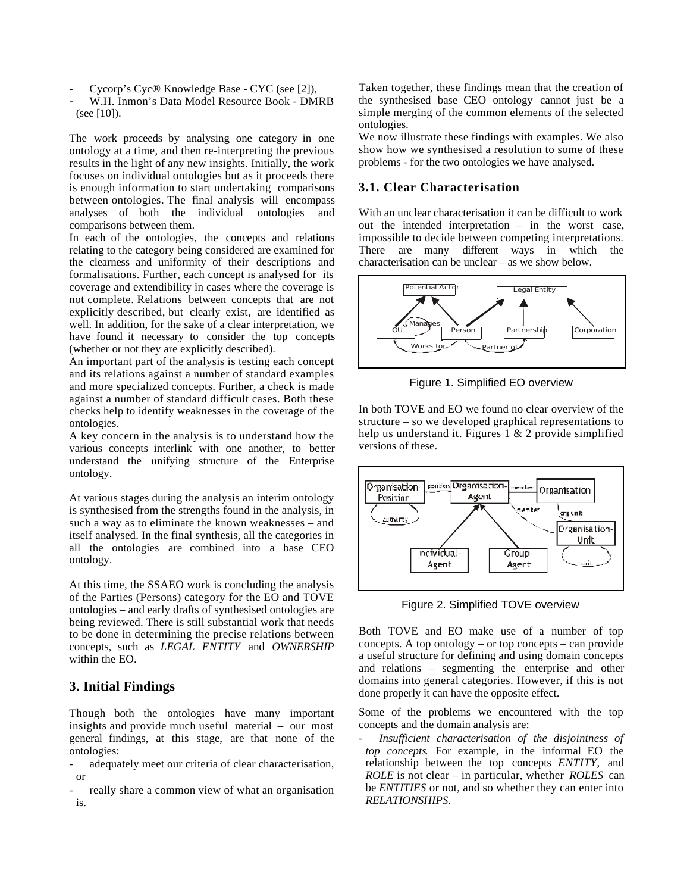- Cycorp's Cyc® Knowledge Base - CYC (see [2]),
- W.H. Inmon's Data Model Resource Book - DMRB (see [10]).

The work proceeds by analysing one category in one ontology at a time, and then re-interpreting the previous results in the light of any new insights. Initially, the work focuses on individual ontologies but as it proceeds there is enough information to start undertaking comparisons between ontologies. The final analysis will encompass analyses of both the individual ontologies and comparisons between them.

In each of the ontologies, the concepts and relations relating to the category being considered are examined for the clearness and uniformity of their descriptions and formalisations. Further, each concept is analysed for its coverage and extendibility in cases where the coverage is not complete. Relations between concepts that are not explicitly described, but clearly exist, are identified as well. In addition, for the sake of a clear interpretation, we have found it necessary to consider the top concepts (whether or not they are explicitly described).

An important part of the analysis is testing each concept and its relations against a number of standard examples and more specialized concepts. Further, a check is made against a number of standard difficult cases. Both these checks help to identify weaknesses in the coverage of the ontologies.

A key concern in the analysis is to understand how the various concepts interlink with one another, to better understand the unifying structure of the Enterprise ontology.

At various stages during the analysis an interim ontology is synthesised from the strengths found in the analysis, in such a way as to eliminate the known weaknesses – and itself analysed. In the final synthesis, all the categories in all the ontologies are combined into a base CEO ontology.

At this time, the SSAEO work is concluding the analysis of the Parties (Persons) category for the EO and TOVE ontologies – and early drafts of synthesised ontologies are being reviewed. There is still substantial work that needs to be done in determining the precise relations between concepts, such as *LEGAL ENTITY* and *OWNERSHIP* within the EO.

## 3. Initial Findings

Though both the ontologies have many important insights and provide much useful material – our most general findings, at this stage, are that none of the ontologies:

- adequately meet our criteria of clear characterisation, or
- really share a common view of what an organisation is.

Taken together, these findings mean that the creation of the synthesised base CEO ontology cannot just be a simple merging of the common elements of the selected ontologies.

We now illustrate these findings with examples. We also show how we synthesised a resolution to some of these problems - for the two ontologies we have analysed.

### 3.1. Clear Characterisation

With an unclear characterisation it can be difficult to work out the intended interpretation – in the worst case, impossible to decide between competing interpretations. There are many different ways in which the characterisation can be unclear – as we show below.

Potential Actor
Legal Entity
Manages
OU
Person
Partnership
Corporation
Works for
Partner of

Figure 1. Simplified EO overview

In both TOVE and EO we found no clear overview of the structure – so we developed graphical representations to help us understand it. Figures 1 & 2 provide simplified versions of these.

Organisation Position
Organisation-Agent
Organisation
Organisation-Unit
Individual Agent
Group Agent

Figure 2. Simplified TOVE overview

Both TOVE and EO make use of a number of top concepts. A top ontology – or top concepts – can provide a useful structure for defining and using domain concepts and relations – segmenting the enterprise and other domains into general categories. However, if this is not done properly it can have the opposite effect.

Some of the problems we encountered with the top concepts and the domain analysis are:

- *Insufficient characterisation of the disjointness of top concepts*. For example, in the informal EO the relationship between the top concepts *ENTITY*, and *ROLE* is not clear – in particular, whether *ROLES* can be *ENTITIES* or not, and so whether they can enter into *RELATIONSHIPS*.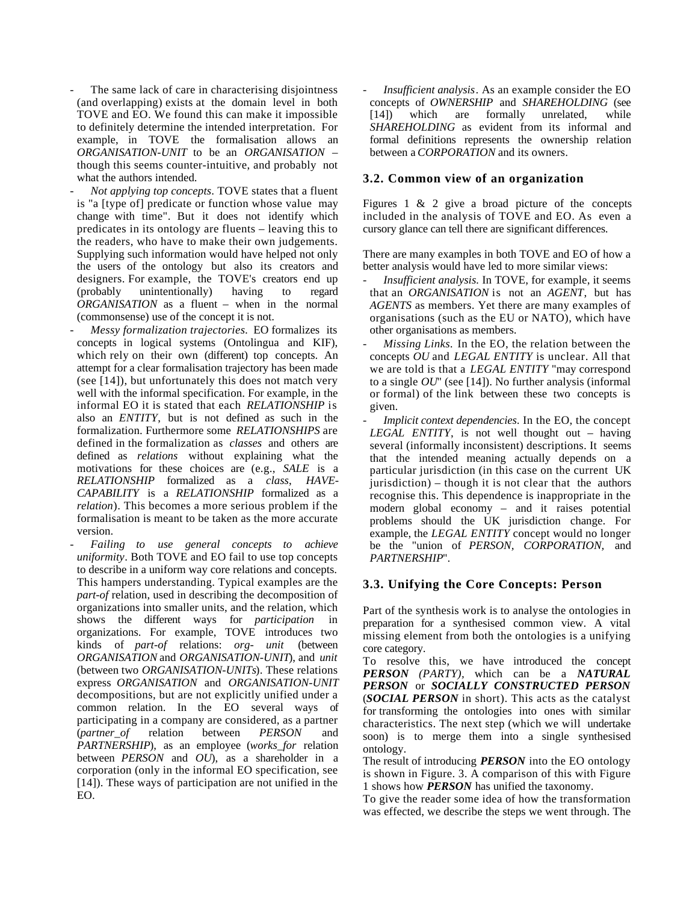- The same lack of care in characterising disjointness (and overlapping) exists at the domain level in both TOVE and EO. We found this can make it impossible to definitely determine the intended interpretation. For example, in TOVE the formalisation allows an *ORGANISATION-UNIT* to be an *ORGANISATION* – though this seems counter-intuitive, and probably not what the authors intended.
- *Not applying top concepts*. TOVE states that a fluent is "a [type of] predicate or function whose value may change with time". But it does not identify which predicates in its ontology are fluents – leaving this to the readers, who have to make their own judgements. Supplying such information would have helped not only the users of the ontology but also its creators and designers. For example, the TOVE's creators end up (probably unintentionally) having to regard *ORGANISATION* as a fluent – when in the normal (commonsense) use of the concept it is not.
- *Messy formalization trajectories*. EO formalizes its concepts in logical systems (Ontolingua and KIF), which rely on their own (different) top concepts. An attempt for a clear formalisation trajectory has been made (see [14]), but unfortunately this does not match very well with the informal specification. For example, in the informal EO it is stated that each *RELATIONSHIP* is also an *ENTITY*, but is not defined as such in the formalization. Furthermore some *RELATIONSHIPS* are defined in the formalization as *classes* and others are defined as *relations* without explaining what the motivations for these choices are (e.g., *SALE* is a *RELATIONSHIP* formalized as a *class*, *HAVE-CAPABILITY* is a *RELATIONSHIP* formalized as a *relation*). This becomes a more serious problem if the formalisation is meant to be taken as the more accurate version.
- *Failing to use general concepts to achieve uniformity*. Both TOVE and EO fail to use top concepts to describe in a uniform way core relations and concepts. This hampers understanding. Typical examples are the *part-of* relation, used in describing the decomposition of organizations into smaller units, and the relation, which shows the different ways for *participation* in organizations. For example, TOVE introduces two kinds of *part-of* relations: *org- unit* (between *ORGANISATION* and *ORGANISATION-UNIT*), and *unit* (between two *ORGANISATION-UNITs*). These relations express *ORGANISATION* and *ORGANISATION-UNIT* decompositions, but are not explicitly unified under a common relation. In the EO several ways of participating in a company are considered, as a partner (*partner_of* relation between *PERSON* and *PARTNERSHIP*), as an employee (*works_for* relation between *PERSON* and *OU*), as a shareholder in a corporation (only in the informal EO specification, see [14]). These ways of participation are not unified in the EO.
- *Insufficient analysis*. As an example consider the EO concepts of *OWNERSHIP* and *SHAREHOLDING* (see [14]) which are formally unrelated, while *SHAREHOLDING* as evident from its informal and formal definitions represents the ownership relation between a *CORPORATION* and its owners.

### 3.2. Common view of an organization

Figures 1 & 2 give a broad picture of the concepts included in the analysis of TOVE and EO. As even a cursory glance can tell there are significant differences.

There are many examples in both TOVE and EO of how a better analysis would have led to more similar views:

- *Insufficient analysis.* In TOVE, for example, it seems that an *ORGANISATION* is not an *AGENT*, but has *AGENTS* as members. Yet there are many examples of organisations (such as the EU or NATO), which have other organisations as members.
- *Missing Links.* In the EO, the relation between the concepts *OU* and *LEGAL ENTITY* is unclear. All that we are told is that a *LEGAL ENTITY* "may correspond to a single *OU*" (see [14]). No further analysis (informal or formal) of the link between these two concepts is given.
- *Implicit context dependencies.* In the EO, the concept *LEGAL ENTITY*, is not well thought out – having several (informally inconsistent) descriptions. It seems that the intended meaning actually depends on a particular jurisdiction (in this case on the current UK jurisdiction) – though it is not clear that the authors recognise this. This dependence is inappropriate in the modern global economy – and it raises potential problems should the UK jurisdiction change. For example, the *LEGAL ENTITY* concept would no longer be the "union of *PERSON*, *CORPORATION*, and *PARTNERSHIP*".

### 3.3. Unifying the Core Concepts: Person

Part of the synthesis work is to analyse the ontologies in preparation for a synthesised common view. A vital missing element from both the ontologies is a unifying core category.

To resolve this, we have introduced the concept ***PERSON*** *(PARTY)*, which can be a ***NATURAL PERSON*** or ***SOCIALLY CONSTRUCTED PERSON*** (***SOCIAL PERSON*** in short). This acts as the catalyst for transforming the ontologies into ones with similar characteristics. The next step (which we will undertake soon) is to merge them into a single synthesised ontology.

The result of introducing ***PERSON*** into the EO ontology is shown in Figure. 3. A comparison of this with Figure 1 shows how ***PERSON*** has unified the taxonomy.

To give the reader some idea of how the transformation was effected, we describe the steps we went through. The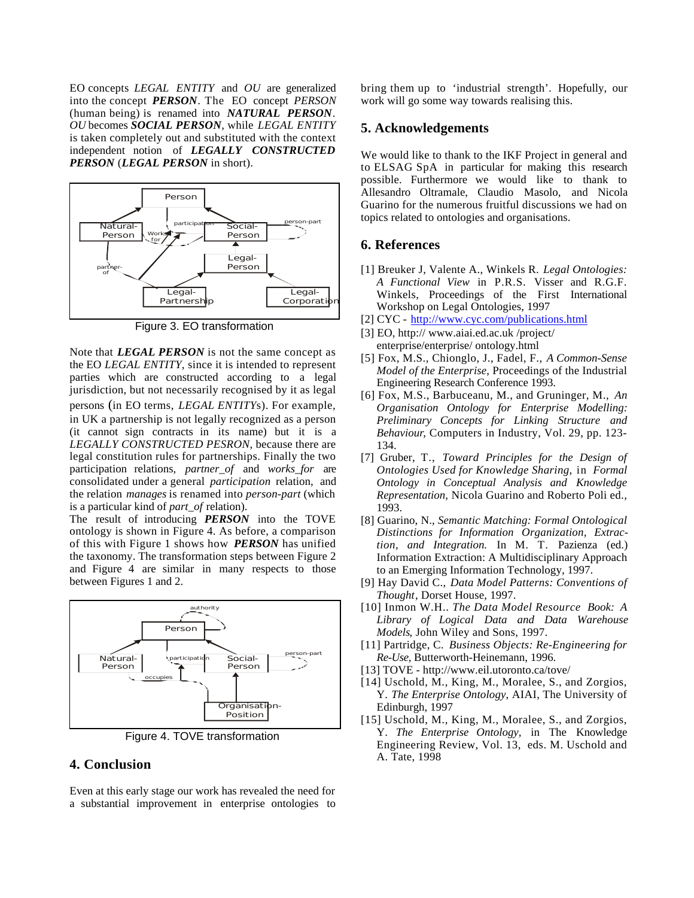EO concepts *LEGAL ENTITY* and *OU* are generalized into the concept ***PERSON***. The EO concept *PERSON* (human being) is renamed into ***NATURAL PERSON***. *OU* becomes ***SOCIAL PERSON***, while *LEGAL ENTITY* is taken completely out and substituted with the context independent notion of ***LEGALLY CONSTRUCTED PERSON*** (***LEGAL PERSON*** in short).

Person
Natural-Person
participation
Social-Person
person-part
Works for
Legal-Person
partner-of
Legal-Partnership
Legal-Corporation

Figure 3. EO transformation

Note that ***LEGAL PERSON*** is not the same concept as the EO *LEGAL ENTITY*, since it is intended to represent parties which are constructed according to a legal jurisdiction, but not necessarily recognised by it as legal persons (in EO terms, *LEGAL ENTITY*s). For example, in UK a partnership is not legally recognized as a person (it cannot sign contracts in its name) but it is a *LEGALLY CONSTRUCTED PESRON*, because there are legal constitution rules for partnerships. Finally the two participation relations, *partner_of* and *works_for* are consolidated under a general *participation* relation, and the relation *manages* is renamed into *person-part* (which is a particular kind of *part_of* relation).
The result of introducing ***PERSON*** into the TOVE ontology is shown in Figure 4. As before, a comparison of this with Figure 1 shows how ***PERSON*** has unified the taxonomy. The transformation steps between Figure 2 and Figure 4 are similar in many respects to those between Figures 1 and 2.

authority
Person
Natural-Person
participation
Social-Person
person-part
occupies
Organisation-Position

Figure 4. TOVE transformation

## 4. Conclusion

Even at this early stage our work has revealed the need for a substantial improvement in enterprise ontologies to bring them up to 'industrial strength'. Hopefully, our work will go some way towards realising this.

## 5. Acknowledgements

We would like to thank to the IKF Project in general and to ELSAG SpA in particular for making this research possible. Furthermore we would like to thank to Allesandro Oltramale, Claudio Masolo, and Nicola Guarino for the numerous fruitful discussions we had on topics related to ontologies and organisations.

## 6. References

[1] Breuker J, Valente A., Winkels R. *Legal Ontologies: A Functional View* in P.R.S. Visser and R.G.F. Winkels, Proceedings of the First International Workshop on Legal Ontologies, 1997

[2] CYC - http://www.cyc.com/publications.html

[3] EO, http:// www.aiai.ed.ac.uk /project/ enterprise/enterprise/ ontology.html

[5] Fox, M.S., Chionglo, J., Fadel, F., *A Common-Sense Model of the Enterprise,* Proceedings of the Industrial Engineering Research Conference 1993.

[6] Fox, M.S., Barbuceanu, M., and Gruninger, M., *An Organisation Ontology for Enterprise Modelling: Preliminary Concepts for Linking Structure and Behaviour*, Computers in Industry, Vol. 29, pp. 123-134.

[7] Gruber, T., *Toward Principles for the Design of Ontologies Used for Knowledge Sharing*, in *Formal Ontology in Conceptual Analysis and Knowledge Representation*, Nicola Guarino and Roberto Poli ed., 1993.

[8] Guarino, N., *Semantic Matching: Formal Ontological Distinctions for Information Organization, Extraction, and Integration.* In M. T. Pazienza (ed.) Information Extraction: A Multidisciplinary Approach to an Emerging Information Technology, 1997.

[9] Hay David C., *Data Model Patterns: Conventions of Thought*, Dorset House, 1997.

[10] Inmon W.H.. *The Data Model Resource Book: A Library of Logical Data and Data Warehouse Models*, John Wiley and Sons, 1997.

[11] Partridge, C. *Business Objects: Re-Engineering for Re-Use*, Butterworth-Heinemann, 1996.

[13] TOVE - http://www.eil.utoronto.ca/tove/

[14] Uschold, M., King, M., Moralee, S., and Zorgios, Y. *The Enterprise Ontology,* AIAI, The University of Edinburgh, 1997

[15] Uschold, M., King, M., Moralee, S., and Zorgios, Y. *The Enterprise Ontology,* in The Knowledge Engineering Review, Vol. 13, eds. M. Uschold and A. Tate, 1998